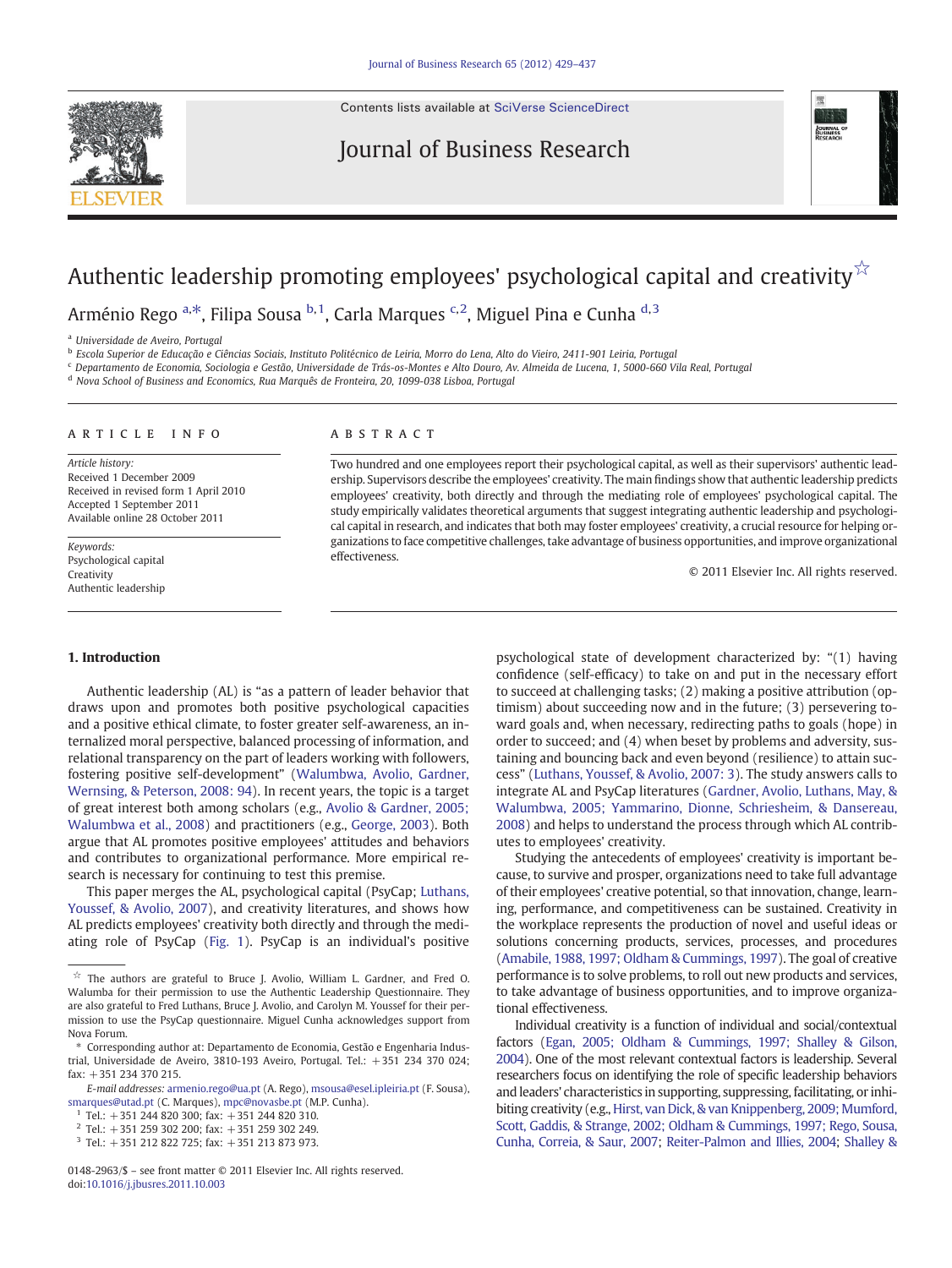# Authentic leadership promoting employees' psychological capital and creativity[☆]

Arménio Rego [a,*], Filipa Sousa [b,1], Carla Marques [c,2], Miguel Pina e Cunha [d,3]

[a] Universidade de Aveiro, Portugal

[b] Escola Superior de Educação e Ciências Sociais, Instituto Politécnico de Leiria, Morro do Lena, Alto do Vieiro, 2411-901 Leiria, Portugal

[c] Departamento de Economia, Sociologia e Gestão, Universidade de Trás-os-Montes e Alto Douro, Av. Almeida de Lucena, 1, 5000-660 Vila Real, Portugal

[d] Nova School of Business and Economics, Rua Marquês de Fronteira, 20, 1099-038 Lisboa, Portugal

## ARTICLE INFO

*Article history:*
Received 1 December 2009
Received in revised form 1 April 2010
Accepted 1 September 2011
Available online 28 October 2011

*Keywords:*
Psychological capital
Creativity
Authentic leadership

## ABSTRACT

Two hundred and one employees report their psychological capital, as well as their supervisors' authentic leadership. Supervisors describe the employees' creativity. The main findings show that authentic leadership predicts employees' creativity, both directly and through the mediating role of employees' psychological capital. The study empirically validates theoretical arguments that suggest integrating authentic leadership and psychological capital in research, and indicates that both may foster employees' creativity, a crucial resource for helping organizations to face competitive challenges, take advantage of business opportunities, and improve organizational effectiveness.

© 2011 Elsevier Inc. All rights reserved.

## 1. Introduction

Authentic leadership (AL) is "as a pattern of leader behavior that draws upon and promotes both positive psychological capacities and a positive ethical climate, to foster greater self-awareness, an internalized moral perspective, balanced processing of information, and relational transparency on the part of leaders working with followers, fostering positive self-development" (Walumbwa, Avolio, Gardner, Wernsing, & Peterson, 2008: 94). In recent years, the topic is a target of great interest both among scholars (e.g., Avolio & Gardner, 2005; Walumbwa et al., 2008) and practitioners (e.g., George, 2003). Both argue that AL promotes positive employees' attitudes and behaviors and contributes to organizational performance. More empirical research is necessary for continuing to test this premise.

This paper merges the AL, psychological capital (PsyCap; Luthans, Youssef, & Avolio, 2007), and creativity literatures, and shows how AL predicts employees' creativity both directly and through the mediating role of PsyCap (Fig. 1). PsyCap is an individual's positive psychological state of development characterized by: "(1) having confidence (self-efficacy) to take on and put in the necessary effort to succeed at challenging tasks; (2) making a positive attribution (optimism) about succeeding now and in the future; (3) persevering toward goals and, when necessary, redirecting paths to goals (hope) in order to succeed; and (4) when beset by problems and adversity, sustaining and bouncing back and even beyond (resilience) to attain success" (Luthans, Youssef, & Avolio, 2007: 3). The study answers calls to integrate AL and PsyCap literatures (Gardner, Avolio, Luthans, May, & Walumbwa, 2005; Yammarino, Dionne, Schriesheim, & Dansereau, 2008) and helps to understand the process through which AL contributes to employees' creativity.

Studying the antecedents of employees' creativity is important because, to survive and prosper, organizations need to take full advantage of their employees' creative potential, so that innovation, change, learning, performance, and competitiveness can be sustained. Creativity in the workplace represents the production of novel and useful ideas or solutions concerning products, services, processes, and procedures (Amabile, 1988, 1997; Oldham & Cummings, 1997). The goal of creative performance is to solve problems, to roll out new products and services, to take advantage of business opportunities, and to improve organizational effectiveness.

Individual creativity is a function of individual and social/contextual factors (Egan, 2005; Oldham & Cummings, 1997; Shalley & Gilson, 2004). One of the most relevant contextual factors is leadership. Several researchers focus on identifying the role of specific leadership behaviors and leaders' characteristics in supporting, suppressing, facilitating, or inhibiting creativity (e.g., Hirst, van Dick, & van Knippenberg, 2009; Mumford, Scott, Gaddis, & Strange, 2002; Oldham & Cummings, 1997; Rego, Sousa, Cunha, Correia, & Saur, 2007; Reiter-Palmon and Illies, 2004; Shalley &

---

[☆] The authors are grateful to Bruce J. Avolio, William L. Gardner, and Fred O. Walumba for their permission to use the Authentic Leadership Questionnaire. They are also grateful to Fred Luthans, Bruce J. Avolio, and Carolyn M. Youssef for their permission to use the PsyCap questionnaire. Miguel Cunha acknowledges support from Nova Forum.

[*] Corresponding author at: Departamento de Economia, Gestão e Engenharia Industrial, Universidade de Aveiro, 3810-193 Aveiro, Portugal. Tel.: +351 234 370 024; fax: +351 234 370 215.

*E-mail addresses:* armenio.rego@ua.pt (A. Rego), msousa@esel.ipleiria.pt (F. Sousa), smarques@utad.pt (C. Marques), mpc@novasbe.pt (M.P. Cunha).

[1] Tel.: +351 244 820 300; fax: +351 244 820 310.

[2] Tel.: +351 259 302 200; fax: +351 259 302 249.

[3] Tel.: +351 212 822 725; fax: +351 213 873 973.

0148-2963/$ – see front matter © 2011 Elsevier Inc. All rights reserved.
doi:10.1016/j.jbusres.2011.10.003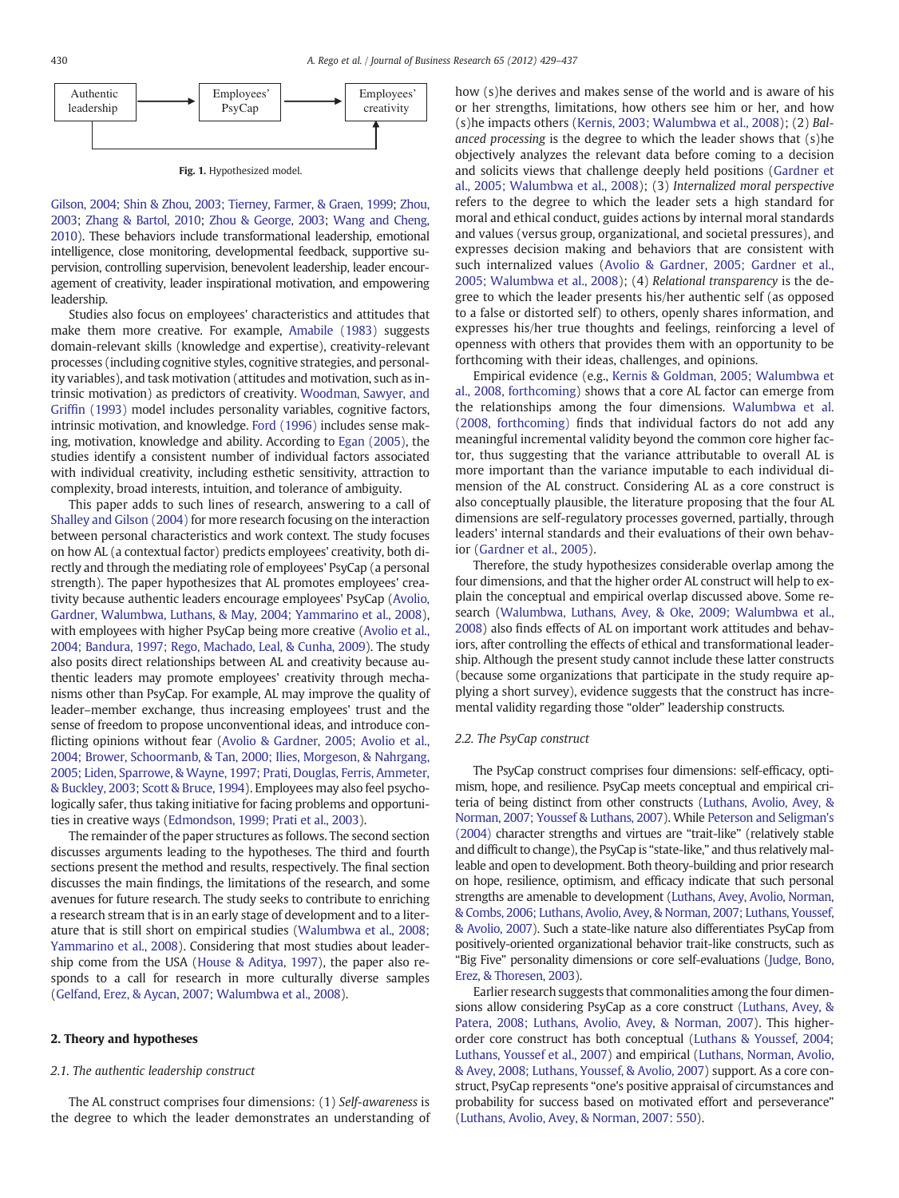Authentic leadership → Employees' PsyCap → Employees' creativity

Fig. 1. Hypothesized model.

Gilson, 2004; Shin & Zhou, 2003; Tierney, Farmer, & Graen, 1999; Zhou, 2003; Zhang & Bartol, 2010; Zhou & George, 2003; Wang and Cheng, 2010). These behaviors include transformational leadership, emotional intelligence, close monitoring, developmental feedback, supportive supervision, controlling supervision, benevolent leadership, leader encouragement of creativity, leader inspirational motivation, and empowering leadership.

Studies also focus on employees' characteristics and attitudes that make them more creative. For example, Amabile (1983) suggests domain-relevant skills (knowledge and expertise), creativity-relevant processes (including cognitive styles, cognitive strategies, and personality variables), and task motivation (attitudes and motivation, such as intrinsic motivation) as predictors of creativity. Woodman, Sawyer, and Griffin (1993) model includes personality variables, cognitive factors, intrinsic motivation, and knowledge. Ford (1996) includes sense making, motivation, knowledge and ability. According to Egan (2005), the studies identify a consistent number of individual factors associated with individual creativity, including esthetic sensitivity, attraction to complexity, broad interests, intuition, and tolerance of ambiguity.

This paper adds to such lines of research, answering to a call of Shalley and Gilson (2004) for more research focusing on the interaction between personal characteristics and work context. The study focuses on how AL (a contextual factor) predicts employees' creativity, both directly and through the mediating role of employees' PsyCap (a personal strength). The paper hypothesizes that AL promotes employees' creativity because authentic leaders encourage employees' PsyCap (Avolio, Gardner, Walumbwa, Luthans, & May, 2004; Yammarino et al., 2008), with employees with higher PsyCap being more creative (Avolio et al., 2004; Bandura, 1997; Rego, Machado, Leal, & Cunha, 2009). The study also posits direct relationships between AL and creativity because authentic leaders may promote employees' creativity through mechanisms other than PsyCap. For example, AL may improve the quality of leader–member exchange, thus increasing employees' trust and the sense of freedom to propose unconventional ideas, and introduce conflicting opinions without fear (Avolio & Gardner, 2005; Avolio et al., 2004; Brower, Schoormanb, & Tan, 2000; Ilies, Morgeson, & Nahrgang, 2005; Liden, Sparrowe, & Wayne, 1997; Prati, Douglas, Ferris, Ammeter, & Buckley, 2003; Scott & Bruce, 1994). Employees may also feel psychologically safer, thus taking initiative for facing problems and opportunities in creative ways (Edmondson, 1999; Prati et al., 2003).

The remainder of the paper structures as follows. The second section discusses arguments leading to the hypotheses. The third and fourth sections present the method and results, respectively. The final section discusses the main findings, the limitations of the research, and some avenues for future research. The study seeks to contribute to enriching a research stream that is in an early stage of development and to a literature that is still short on empirical studies (Walumbwa et al., 2008; Yammarino et al., 2008). Considering that most studies about leadership come from the USA (House & Aditya, 1997), the paper also responds to a call for research in more culturally diverse samples (Gelfand, Erez, & Aycan, 2007; Walumbwa et al., 2008).

## 2. Theory and hypotheses

### 2.1. The authentic leadership construct

The AL construct comprises four dimensions: (1) *Self-awareness* is the degree to which the leader demonstrates an understanding of how (s)he derives and makes sense of the world and is aware of his or her strengths, limitations, how others see him or her, and how (s)he impacts others (Kernis, 2003; Walumbwa et al., 2008); (2) *Balanced processing* is the degree to which the leader shows that (s)he objectively analyzes the relevant data before coming to a decision and solicits views that challenge deeply held positions (Gardner et al., 2005; Walumbwa et al., 2008); (3) *Internalized moral perspective* refers to the degree to which the leader sets a high standard for moral and ethical conduct, guides actions by internal moral standards and values (versus group, organizational, and societal pressures), and expresses decision making and behaviors that are consistent with such internalized values (Avolio & Gardner, 2005; Gardner et al., 2005; Walumbwa et al., 2008); (4) *Relational transparency* is the degree to which the leader presents his/her authentic self (as opposed to a false or distorted self) to others, openly shares information, and expresses his/her true thoughts and feelings, reinforcing a level of openness with others that provides them with an opportunity to be forthcoming with their ideas, challenges, and opinions.

Empirical evidence (e.g., Kernis & Goldman, 2005; Walumbwa et al., 2008, forthcoming) shows that a core AL factor can emerge from the relationships among the four dimensions. Walumbwa et al. (2008, forthcoming) finds that individual factors do not add any meaningful incremental validity beyond the common core higher factor, thus suggesting that the variance attributable to overall AL is more important than the variance imputable to each individual dimension of the AL construct. Considering AL as a core construct is also conceptually plausible, the literature proposing that the four AL dimensions are self-regulatory processes governed, partially, through leaders' internal standards and their evaluations of their own behavior (Gardner et al., 2005).

Therefore, the study hypothesizes considerable overlap among the four dimensions, and that the higher order AL construct will help to explain the conceptual and empirical overlap discussed above. Some research (Walumbwa, Luthans, Avey, & Oke, 2009; Walumbwa et al., 2008) also finds effects of AL on important work attitudes and behaviors, after controlling the effects of ethical and transformational leadership. Although the present study cannot include these latter constructs (because some organizations that participate in the study require applying a short survey), evidence suggests that the construct has incremental validity regarding those "older" leadership constructs.

### 2.2. The PsyCap construct

The PsyCap construct comprises four dimensions: self-efficacy, optimism, hope, and resilience. PsyCap meets conceptual and empirical criteria of being distinct from other constructs (Luthans, Avolio, Avey, & Norman, 2007; Youssef & Luthans, 2007). While Peterson and Seligman's (2004) character strengths and virtues are "trait-like" (relatively stable and difficult to change), the PsyCap is "state-like," and thus relatively malleable and open to development. Both theory-building and prior research on hope, resilience, optimism, and efficacy indicate that such personal strengths are amenable to development (Luthans, Avey, Avolio, Norman, & Combs, 2006; Luthans, Avolio, Avey, & Norman, 2007; Luthans, Youssef, & Avolio, 2007). Such a state-like nature also differentiates PsyCap from positively-oriented organizational behavior trait-like constructs, such as "Big Five" personality dimensions or core self-evaluations (Judge, Bono, Erez, & Thoresen, 2003).

Earlier research suggests that commonalities among the four dimensions allow considering PsyCap as a core construct (Luthans, Avey, & Patera, 2008; Luthans, Avolio, Avey, & Norman, 2007). This higher-order core construct has both conceptual (Luthans & Youssef, 2004; Luthans, Youssef et al., 2007) and empirical (Luthans, Norman, Avolio, & Avey, 2008; Luthans, Youssef, & Avolio, 2007) support. As a core construct, PsyCap represents "one's positive appraisal of circumstances and probability for success based on motivated effort and perseverance" (Luthans, Avolio, Avey, & Norman, 2007: 550).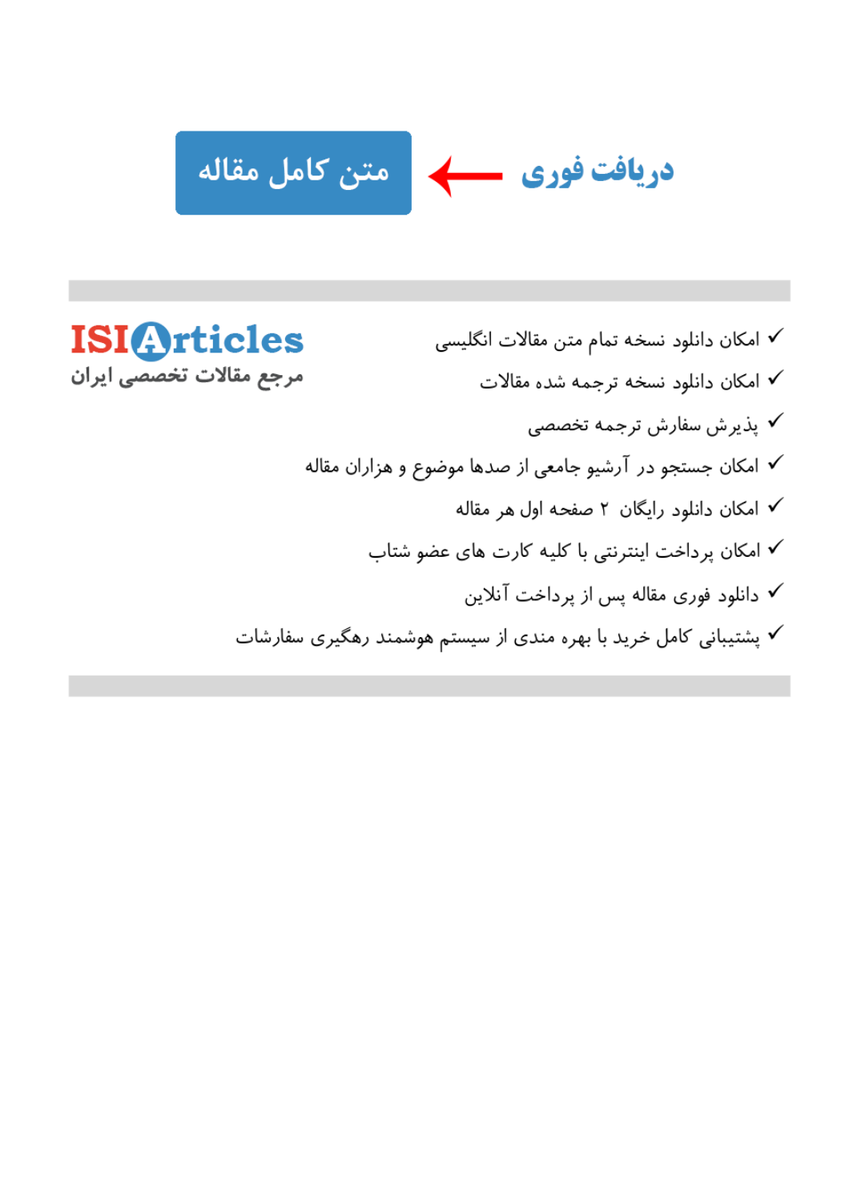دریافت فوری ← متن کامل مقاله

**ISIArticles**
مرجع مقالات تخصصی ایران

- ✓ امکان دانلود نسخه تمام متن مقالات انگلیسی
- ✓ امکان دانلود نسخه ترجمه شده مقالات
- ✓ پذیرش سفارش ترجمه تخصصی
- ✓ امکان جستجو در آرشیو جامعی از صدها موضوع و هزاران مقاله
- ✓ امکان دانلود رایگان ۲ صفحه اول هر مقاله
- ✓ امکان پرداخت اینترنتی با کلیه کارت های عضو شتاب
- ✓ دانلود فوری مقاله پس از پرداخت آنلاین
- ✓ پشتیبانی کامل خرید با بهره مندی از سیستم هوشمند رهگیری سفارشات